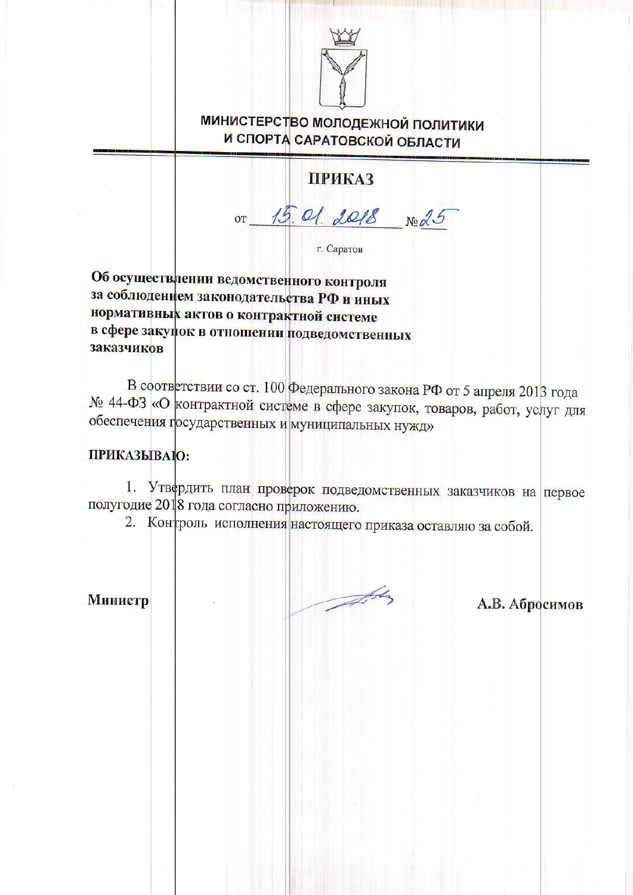**МИНИСТЕРСТВО МОЛОДЕЖНОЙ ПОЛИТИКИ И СПОРТА САРАТОВСКОЙ ОБЛАСТИ**

# ПРИКАЗ

от 15.01.2018 № 25

г. Саратов

**Об осуществлении ведомственного контроля за соблюдением законодательства РФ и иных нормативных актов о контрактной системе в сфере закупок в отношении подведомственных заказчиков**

В соответствии со ст. 100 Федерального закона РФ от 5 апреля 2013 года № 44-ФЗ «О контрактной системе в сфере закупок, товаров, работ, услуг для обеспечения государственных и муниципальных нужд»

**ПРИКАЗЫВАЮ:**

1. Утвердить план проверок подведомственных заказчиков на первое полугодие 2018 года согласно приложению.
2. Контроль исполнения настоящего приказа оставляю за собой.

**Министр** **А.В. Абросимов**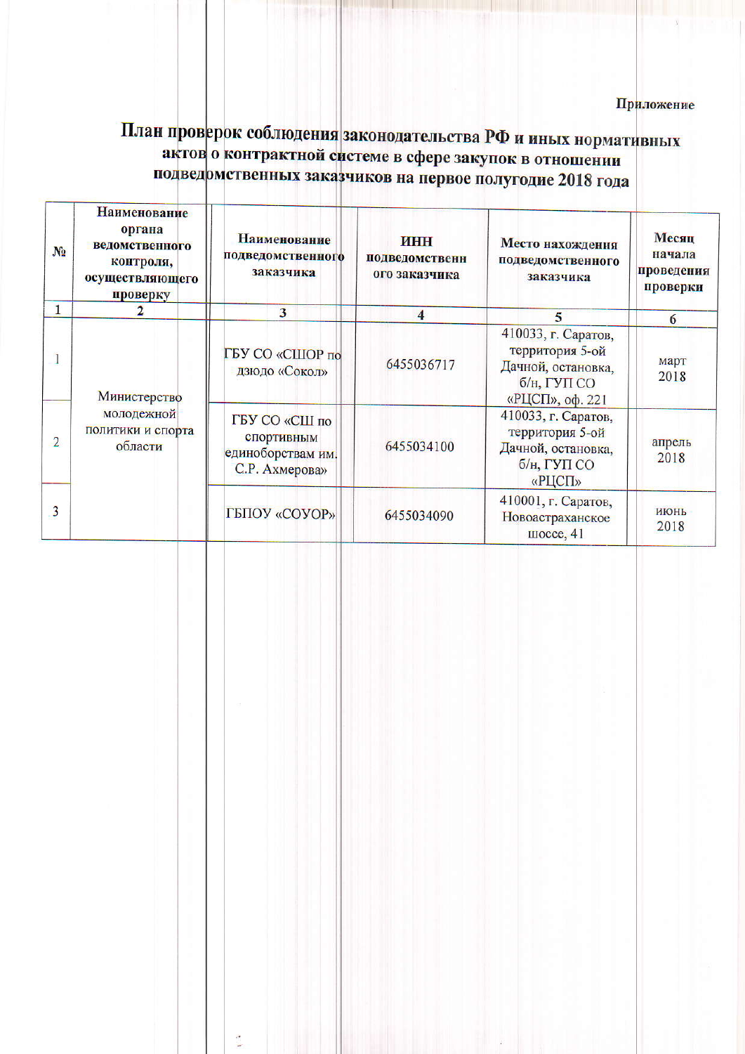Приложение

# План проверок соблюдения законодательства РФ и иных нормативных актов о контрактной системе в сфере закупок в отношении подведомственных заказчиков на первое полугодие 2018 года

| № | Наименование органа ведомственного контроля, осуществляющего проверку | Наименование подведомственного заказчика | ИНН подведомственного заказчика | Место нахождения подведомственного заказчика | Месяц начала проведения проверки |
|---|---|---|---|---|---|
| 1 | 2 | 3 | 4 | 5 | 6 |
| 1 | Министерство молодежной политики и спорта области | ГБУ СО «СШОР по дзюдо «Сокол» | 6455036717 | 410033, г. Саратов, территория 5-ой Дачной, остановка, б/н, ГУП СО «РЦСП», оф. 221 | март 2018 |
| 2 | | ГБУ СО «СШ по спортивным единоборствам им. С.Р. Ахмерова» | 6455034100 | 410033, г. Саратов, территория 5-ой Дачной, остановка, б/н, ГУП СО «РЦСП» | апрель 2018 |
| 3 | | ГБПОУ «СОУОР» | 6455034090 | 410001, г. Саратов, Новоастраханское шоссе, 41 | июнь 2018 |